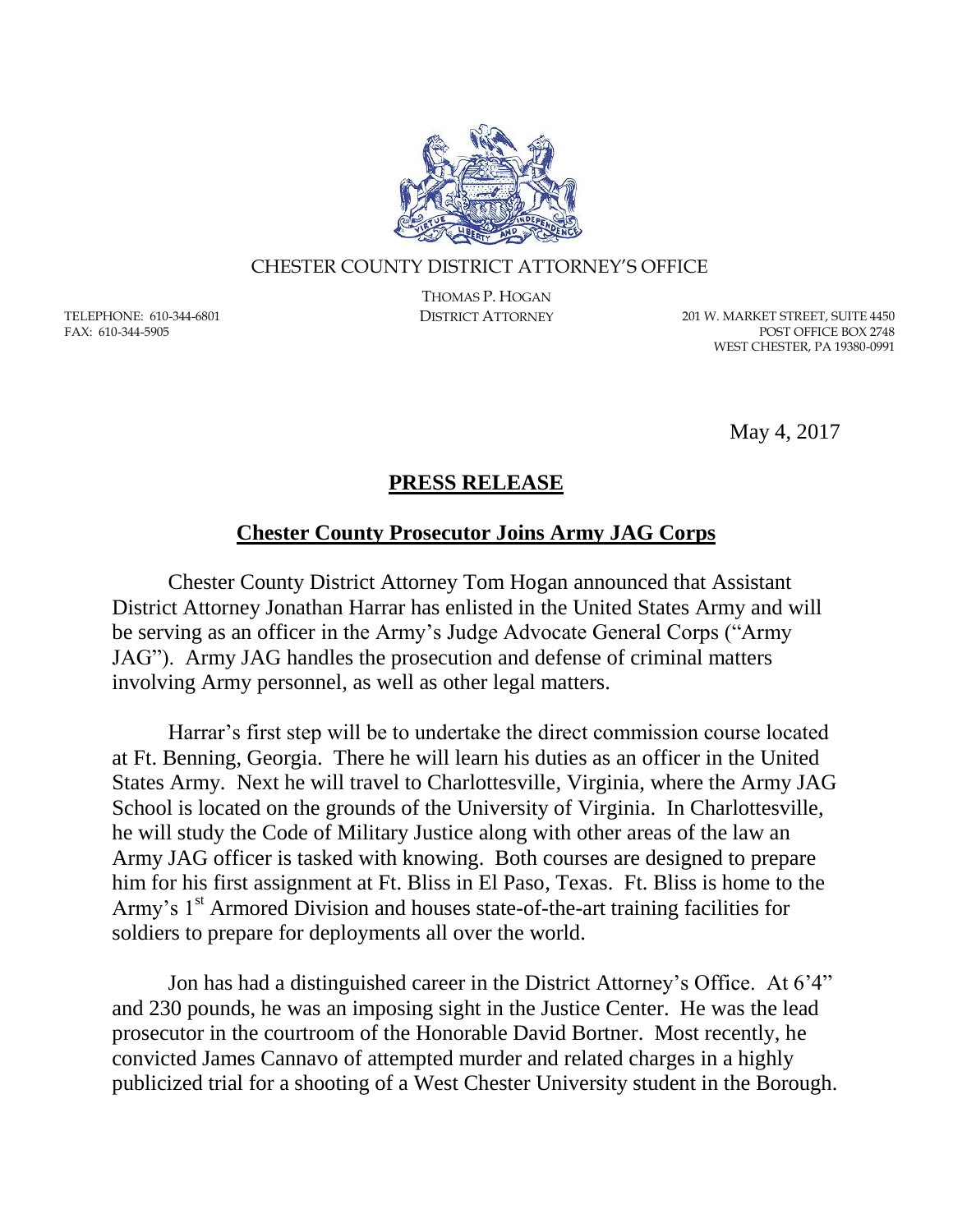CHESTER COUNTY DISTRICT ATTORNEY'S OFFICE

THOMAS P. HOGAN
DISTRICT ATTORNEY

TELEPHONE: 610-344-6801
FAX: 610-344-5905

201 W. MARKET STREET, SUITE 4450
POST OFFICE BOX 2748
WEST CHESTER, PA 19380-0991

May 4, 2017

# PRESS RELEASE

## Chester County Prosecutor Joins Army JAG Corps

Chester County District Attorney Tom Hogan announced that Assistant District Attorney Jonathan Harrar has enlisted in the United States Army and will be serving as an officer in the Army's Judge Advocate General Corps ("Army JAG"). Army JAG handles the prosecution and defense of criminal matters involving Army personnel, as well as other legal matters.

Harrar's first step will be to undertake the direct commission course located at Ft. Benning, Georgia. There he will learn his duties as an officer in the United States Army. Next he will travel to Charlottesville, Virginia, where the Army JAG School is located on the grounds of the University of Virginia. In Charlottesville, he will study the Code of Military Justice along with other areas of the law an Army JAG officer is tasked with knowing. Both courses are designed to prepare him for his first assignment at Ft. Bliss in El Paso, Texas. Ft. Bliss is home to the Army's 1st Armored Division and houses state-of-the-art training facilities for soldiers to prepare for deployments all over the world.

Jon has had a distinguished career in the District Attorney's Office. At 6'4" and 230 pounds, he was an imposing sight in the Justice Center. He was the lead prosecutor in the courtroom of the Honorable David Bortner. Most recently, he convicted James Cannavo of attempted murder and related charges in a highly publicized trial for a shooting of a West Chester University student in the Borough.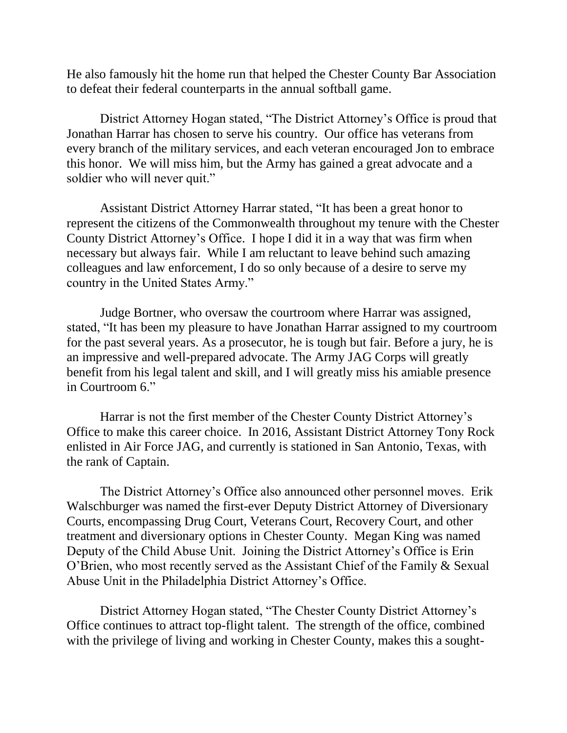He also famously hit the home run that helped the Chester County Bar Association to defeat their federal counterparts in the annual softball game.

District Attorney Hogan stated, "The District Attorney's Office is proud that Jonathan Harrar has chosen to serve his country. Our office has veterans from every branch of the military services, and each veteran encouraged Jon to embrace this honor. We will miss him, but the Army has gained a great advocate and a soldier who will never quit."

Assistant District Attorney Harrar stated, "It has been a great honor to represent the citizens of the Commonwealth throughout my tenure with the Chester County District Attorney's Office. I hope I did it in a way that was firm when necessary but always fair. While I am reluctant to leave behind such amazing colleagues and law enforcement, I do so only because of a desire to serve my country in the United States Army."

Judge Bortner, who oversaw the courtroom where Harrar was assigned, stated, "It has been my pleasure to have Jonathan Harrar assigned to my courtroom for the past several years. As a prosecutor, he is tough but fair. Before a jury, he is an impressive and well-prepared advocate. The Army JAG Corps will greatly benefit from his legal talent and skill, and I will greatly miss his amiable presence in Courtroom 6."

Harrar is not the first member of the Chester County District Attorney's Office to make this career choice. In 2016, Assistant District Attorney Tony Rock enlisted in Air Force JAG, and currently is stationed in San Antonio, Texas, with the rank of Captain.

The District Attorney's Office also announced other personnel moves. Erik Walschburger was named the first-ever Deputy District Attorney of Diversionary Courts, encompassing Drug Court, Veterans Court, Recovery Court, and other treatment and diversionary options in Chester County. Megan King was named Deputy of the Child Abuse Unit. Joining the District Attorney's Office is Erin O'Brien, who most recently served as the Assistant Chief of the Family & Sexual Abuse Unit in the Philadelphia District Attorney's Office.

District Attorney Hogan stated, "The Chester County District Attorney's Office continues to attract top-flight talent. The strength of the office, combined with the privilege of living and working in Chester County, makes this a sought-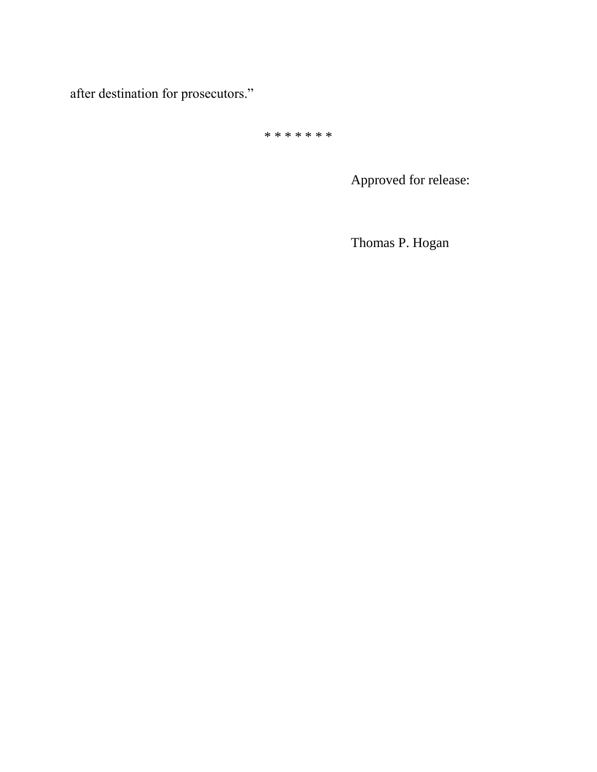after destination for prosecutors."

* * * * * * *

Approved for release:

Thomas P. Hogan